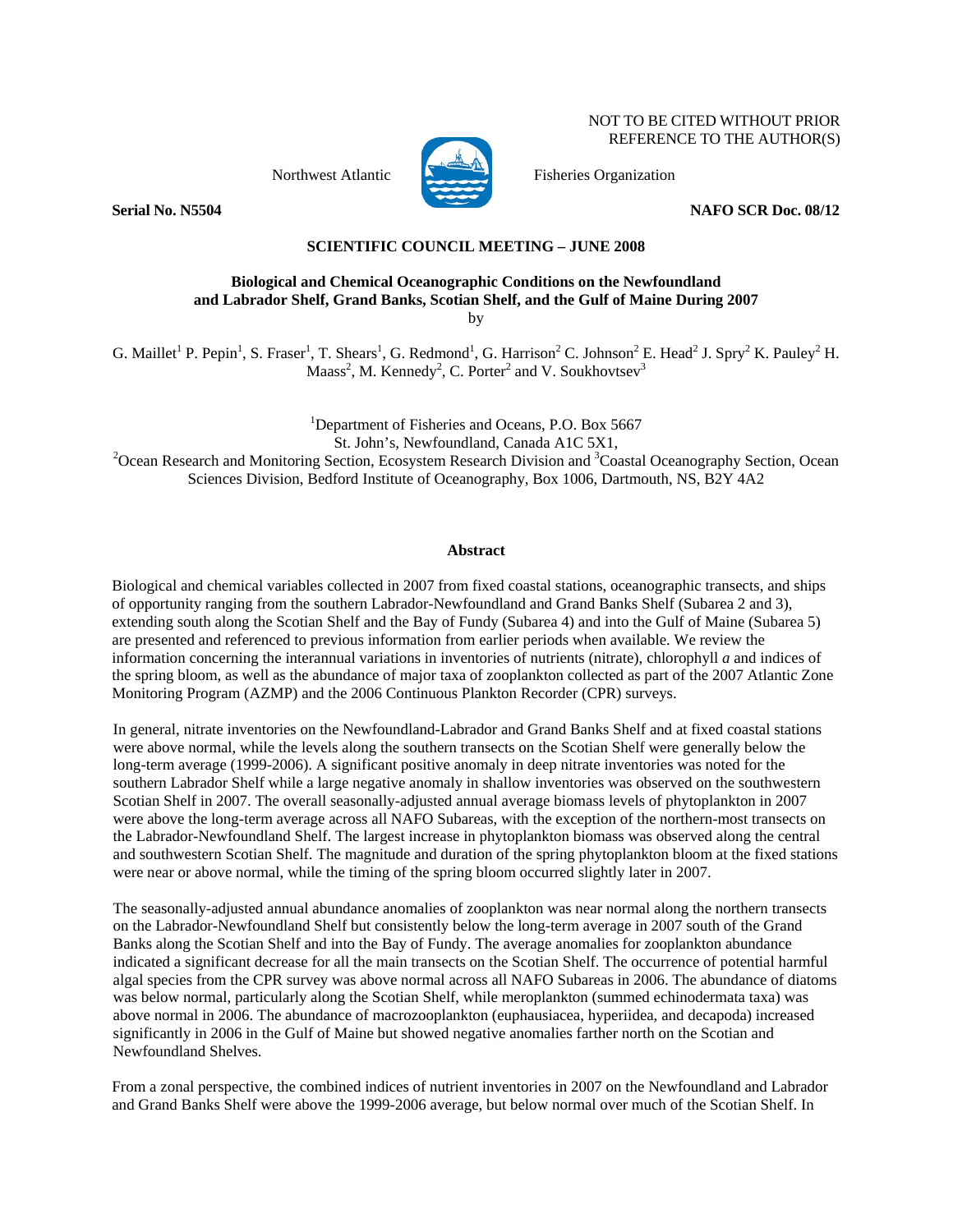NOT TO BE CITED WITHOUT PRIOR REFERENCE TO THE AUTHOR(S)

Northwest Atlantic Fisheries Organization

**Serial No. N5504** **NAFO SCR Doc. 08/12**

**SCIENTIFIC COUNCIL MEETING – JUNE 2008**

# Biological and Chemical Oceanographic Conditions on the Newfoundland and Labrador Shelf, Grand Banks, Scotian Shelf, and the Gulf of Maine During 2007

by

G. Maillet[1] P. Pepin[1], S. Fraser[1], T. Shears[1], G. Redmond[1], G. Harrison[2] C. Johnson[2] E. Head[2] J. Spry[2] K. Pauley[2] H. Maass[2], M. Kennedy[2], C. Porter[2] and V. Soukhovtsev[3]

[1]Department of Fisheries and Oceans, P.O. Box 5667
St. John's, Newfoundland, Canada A1C 5X1,
[2]Ocean Research and Monitoring Section, Ecosystem Research Division and [3]Coastal Oceanography Section, Ocean Sciences Division, Bedford Institute of Oceanography, Box 1006, Dartmouth, NS, B2Y 4A2

## Abstract

Biological and chemical variables collected in 2007 from fixed coastal stations, oceanographic transects, and ships of opportunity ranging from the southern Labrador-Newfoundland and Grand Banks Shelf (Subarea 2 and 3), extending south along the Scotian Shelf and the Bay of Fundy (Subarea 4) and into the Gulf of Maine (Subarea 5) are presented and referenced to previous information from earlier periods when available. We review the information concerning the interannual variations in inventories of nutrients (nitrate), chlorophyll *a* and indices of the spring bloom, as well as the abundance of major taxa of zooplankton collected as part of the 2007 Atlantic Zone Monitoring Program (AZMP) and the 2006 Continuous Plankton Recorder (CPR) surveys.

In general, nitrate inventories on the Newfoundland-Labrador and Grand Banks Shelf and at fixed coastal stations were above normal, while the levels along the southern transects on the Scotian Shelf were generally below the long-term average (1999-2006). A significant positive anomaly in deep nitrate inventories was noted for the southern Labrador Shelf while a large negative anomaly in shallow inventories was observed on the southwestern Scotian Shelf in 2007. The overall seasonally-adjusted annual average biomass levels of phytoplankton in 2007 were above the long-term average across all NAFO Subareas, with the exception of the northern-most transects on the Labrador-Newfoundland Shelf. The largest increase in phytoplankton biomass was observed along the central and southwestern Scotian Shelf. The magnitude and duration of the spring phytoplankton bloom at the fixed stations were near or above normal, while the timing of the spring bloom occurred slightly later in 2007.

The seasonally-adjusted annual abundance anomalies of zooplankton was near normal along the northern transects on the Labrador-Newfoundland Shelf but consistently below the long-term average in 2007 south of the Grand Banks along the Scotian Shelf and into the Bay of Fundy. The average anomalies for zooplankton abundance indicated a significant decrease for all the main transects on the Scotian Shelf. The occurrence of potential harmful algal species from the CPR survey was above normal across all NAFO Subareas in 2006. The abundance of diatoms was below normal, particularly along the Scotian Shelf, while meroplankton (summed echinodermata taxa) was above normal in 2006. The abundance of macrozooplankton (euphausiacea, hyperiidea, and decapoda) increased significantly in 2006 in the Gulf of Maine but showed negative anomalies farther north on the Scotian and Newfoundland Shelves.

From a zonal perspective, the combined indices of nutrient inventories in 2007 on the Newfoundland and Labrador and Grand Banks Shelf were above the 1999-2006 average, but below normal over much of the Scotian Shelf. In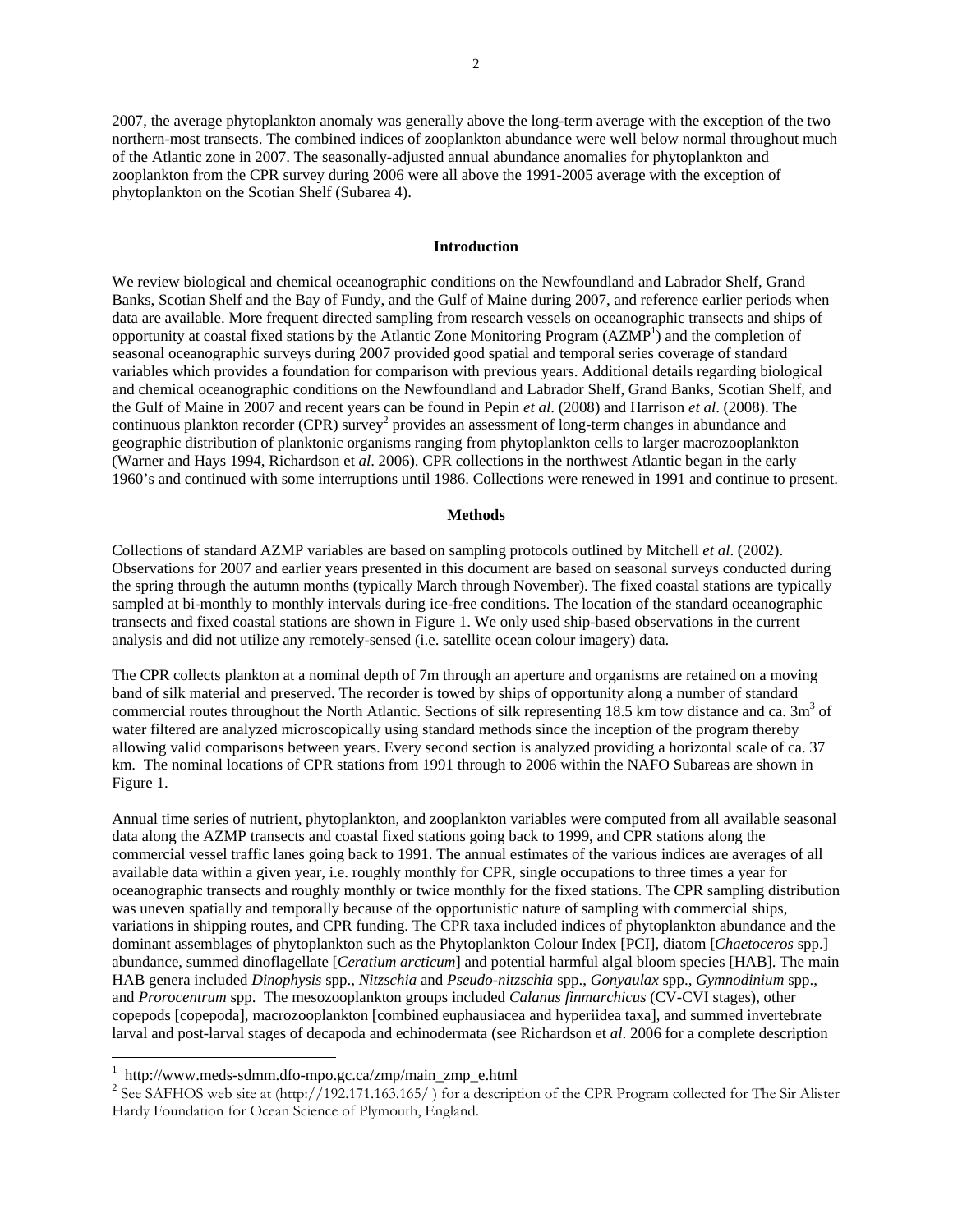2007, the average phytoplankton anomaly was generally above the long-term average with the exception of the two northern-most transects. The combined indices of zooplankton abundance were well below normal throughout much of the Atlantic zone in 2007. The seasonally-adjusted annual abundance anomalies for phytoplankton and zooplankton from the CPR survey during 2006 were all above the 1991-2005 average with the exception of phytoplankton on the Scotian Shelf (Subarea 4).

## Introduction

We review biological and chemical oceanographic conditions on the Newfoundland and Labrador Shelf, Grand Banks, Scotian Shelf and the Bay of Fundy, and the Gulf of Maine during 2007, and reference earlier periods when data are available. More frequent directed sampling from research vessels on oceanographic transects and ships of opportunity at coastal fixed stations by the Atlantic Zone Monitoring Program (AZMP[1]) and the completion of seasonal oceanographic surveys during 2007 provided good spatial and temporal series coverage of standard variables which provides a foundation for comparison with previous years. Additional details regarding biological and chemical oceanographic conditions on the Newfoundland and Labrador Shelf, Grand Banks, Scotian Shelf, and the Gulf of Maine in 2007 and recent years can be found in Pepin *et al*. (2008) and Harrison *et al*. (2008). The continuous plankton recorder (CPR) survey[2] provides an assessment of long-term changes in abundance and geographic distribution of planktonic organisms ranging from phytoplankton cells to larger macrozooplankton (Warner and Hays 1994, Richardson et *al*. 2006). CPR collections in the northwest Atlantic began in the early 1960's and continued with some interruptions until 1986. Collections were renewed in 1991 and continue to present.

## Methods

Collections of standard AZMP variables are based on sampling protocols outlined by Mitchell *et al*. (2002). Observations for 2007 and earlier years presented in this document are based on seasonal surveys conducted during the spring through the autumn months (typically March through November). The fixed coastal stations are typically sampled at bi-monthly to monthly intervals during ice-free conditions. The location of the standard oceanographic transects and fixed coastal stations are shown in Figure 1. We only used ship-based observations in the current analysis and did not utilize any remotely-sensed (i.e. satellite ocean colour imagery) data.

The CPR collects plankton at a nominal depth of 7m through an aperture and organisms are retained on a moving band of silk material and preserved. The recorder is towed by ships of opportunity along a number of standard commercial routes throughout the North Atlantic. Sections of silk representing 18.5 km tow distance and ca. $3m^3$ of water filtered are analyzed microscopically using standard methods since the inception of the program thereby allowing valid comparisons between years. Every second section is analyzed providing a horizontal scale of ca. 37 km. The nominal locations of CPR stations from 1991 through to 2006 within the NAFO Subareas are shown in Figure 1.

Annual time series of nutrient, phytoplankton, and zooplankton variables were computed from all available seasonal data along the AZMP transects and coastal fixed stations going back to 1999, and CPR stations along the commercial vessel traffic lanes going back to 1991. The annual estimates of the various indices are averages of all available data within a given year, i.e. roughly monthly for CPR, single occupations to three times a year for oceanographic transects and roughly monthly or twice monthly for the fixed stations. The CPR sampling distribution was uneven spatially and temporally because of the opportunistic nature of sampling with commercial ships, variations in shipping routes, and CPR funding. The CPR taxa included indices of phytoplankton abundance and the dominant assemblages of phytoplankton such as the Phytoplankton Colour Index [PCI], diatom [*Chaetoceros* spp.] abundance, summed dinoflagellate [*Ceratium arcticum*] and potential harmful algal bloom species [HAB]. The main HAB genera included *Dinophysis* spp., *Nitzschia* and *Pseudo-nitzschia* spp., *Gonyaulax* spp., *Gymnodinium* spp., and *Prorocentrum* spp. The mesozooplankton groups included *Calanus finmarchicus* (CV-CVI stages), other copepods [copepoda], macrozooplankton [combined euphausiacea and hyperiidea taxa], and summed invertebrate larval and post-larval stages of decapoda and echinodermata (see Richardson et *al*. 2006 for a complete description

[1] http://www.meds-sdmm.dfo-mpo.gc.ca/zmp/main_zmp_e.html

[2] See SAFHOS web site at (http://192.171.163.165/ ) for a description of the CPR Program collected for The Sir Alister Hardy Foundation for Ocean Science of Plymouth, England.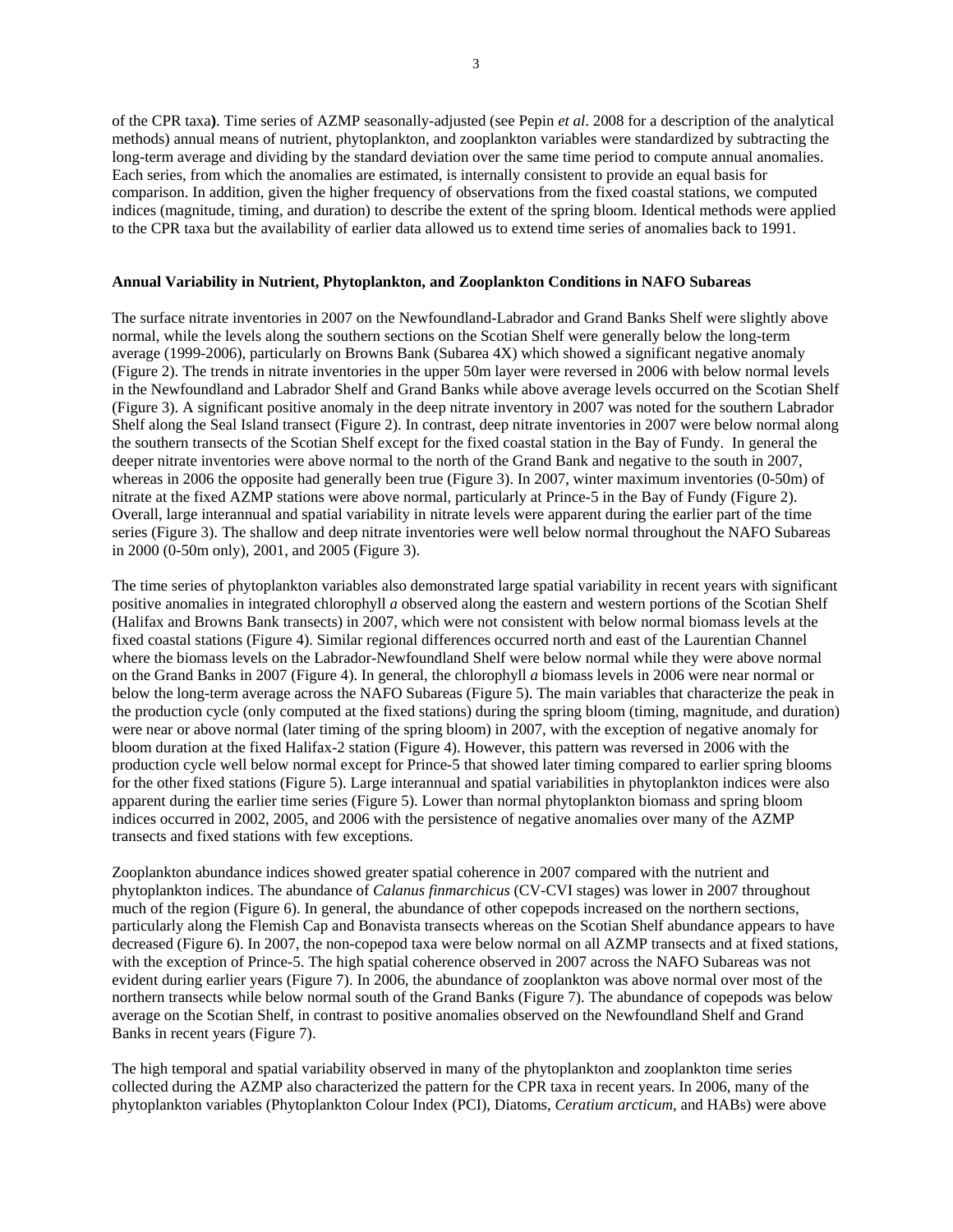of the CPR taxa**)**. Time series of AZMP seasonally-adjusted (see Pepin *et al*. 2008 for a description of the analytical methods) annual means of nutrient, phytoplankton, and zooplankton variables were standardized by subtracting the long-term average and dividing by the standard deviation over the same time period to compute annual anomalies. Each series, from which the anomalies are estimated, is internally consistent to provide an equal basis for comparison. In addition, given the higher frequency of observations from the fixed coastal stations, we computed indices (magnitude, timing, and duration) to describe the extent of the spring bloom. Identical methods were applied to the CPR taxa but the availability of earlier data allowed us to extend time series of anomalies back to 1991.

**Annual Variability in Nutrient, Phytoplankton, and Zooplankton Conditions in NAFO Subareas**

The surface nitrate inventories in 2007 on the Newfoundland-Labrador and Grand Banks Shelf were slightly above normal, while the levels along the southern sections on the Scotian Shelf were generally below the long-term average (1999-2006), particularly on Browns Bank (Subarea 4X) which showed a significant negative anomaly (Figure 2). The trends in nitrate inventories in the upper 50m layer were reversed in 2006 with below normal levels in the Newfoundland and Labrador Shelf and Grand Banks while above average levels occurred on the Scotian Shelf (Figure 3). A significant positive anomaly in the deep nitrate inventory in 2007 was noted for the southern Labrador Shelf along the Seal Island transect (Figure 2). In contrast, deep nitrate inventories in 2007 were below normal along the southern transects of the Scotian Shelf except for the fixed coastal station in the Bay of Fundy. In general the deeper nitrate inventories were above normal to the north of the Grand Bank and negative to the south in 2007, whereas in 2006 the opposite had generally been true (Figure 3). In 2007, winter maximum inventories (0-50m) of nitrate at the fixed AZMP stations were above normal, particularly at Prince-5 in the Bay of Fundy (Figure 2). Overall, large interannual and spatial variability in nitrate levels were apparent during the earlier part of the time series (Figure 3). The shallow and deep nitrate inventories were well below normal throughout the NAFO Subareas in 2000 (0-50m only), 2001, and 2005 (Figure 3).

The time series of phytoplankton variables also demonstrated large spatial variability in recent years with significant positive anomalies in integrated chlorophyll *a* observed along the eastern and western portions of the Scotian Shelf (Halifax and Browns Bank transects) in 2007, which were not consistent with below normal biomass levels at the fixed coastal stations (Figure 4). Similar regional differences occurred north and east of the Laurentian Channel where the biomass levels on the Labrador-Newfoundland Shelf were below normal while they were above normal on the Grand Banks in 2007 (Figure 4). In general, the chlorophyll *a* biomass levels in 2006 were near normal or below the long-term average across the NAFO Subareas (Figure 5). The main variables that characterize the peak in the production cycle (only computed at the fixed stations) during the spring bloom (timing, magnitude, and duration) were near or above normal (later timing of the spring bloom) in 2007, with the exception of negative anomaly for bloom duration at the fixed Halifax-2 station (Figure 4). However, this pattern was reversed in 2006 with the production cycle well below normal except for Prince-5 that showed later timing compared to earlier spring blooms for the other fixed stations (Figure 5). Large interannual and spatial variabilities in phytoplankton indices were also apparent during the earlier time series (Figure 5). Lower than normal phytoplankton biomass and spring bloom indices occurred in 2002, 2005, and 2006 with the persistence of negative anomalies over many of the AZMP transects and fixed stations with few exceptions.

Zooplankton abundance indices showed greater spatial coherence in 2007 compared with the nutrient and phytoplankton indices. The abundance of *Calanus finmarchicus* (CV-CVI stages) was lower in 2007 throughout much of the region (Figure 6). In general, the abundance of other copepods increased on the northern sections, particularly along the Flemish Cap and Bonavista transects whereas on the Scotian Shelf abundance appears to have decreased (Figure 6). In 2007, the non-copepod taxa were below normal on all AZMP transects and at fixed stations, with the exception of Prince-5. The high spatial coherence observed in 2007 across the NAFO Subareas was not evident during earlier years (Figure 7). In 2006, the abundance of zooplankton was above normal over most of the northern transects while below normal south of the Grand Banks (Figure 7). The abundance of copepods was below average on the Scotian Shelf, in contrast to positive anomalies observed on the Newfoundland Shelf and Grand Banks in recent years (Figure 7).

The high temporal and spatial variability observed in many of the phytoplankton and zooplankton time series collected during the AZMP also characterized the pattern for the CPR taxa in recent years. In 2006, many of the phytoplankton variables (Phytoplankton Colour Index (PCI), Diatoms, *Ceratium arcticum*, and HABs) were above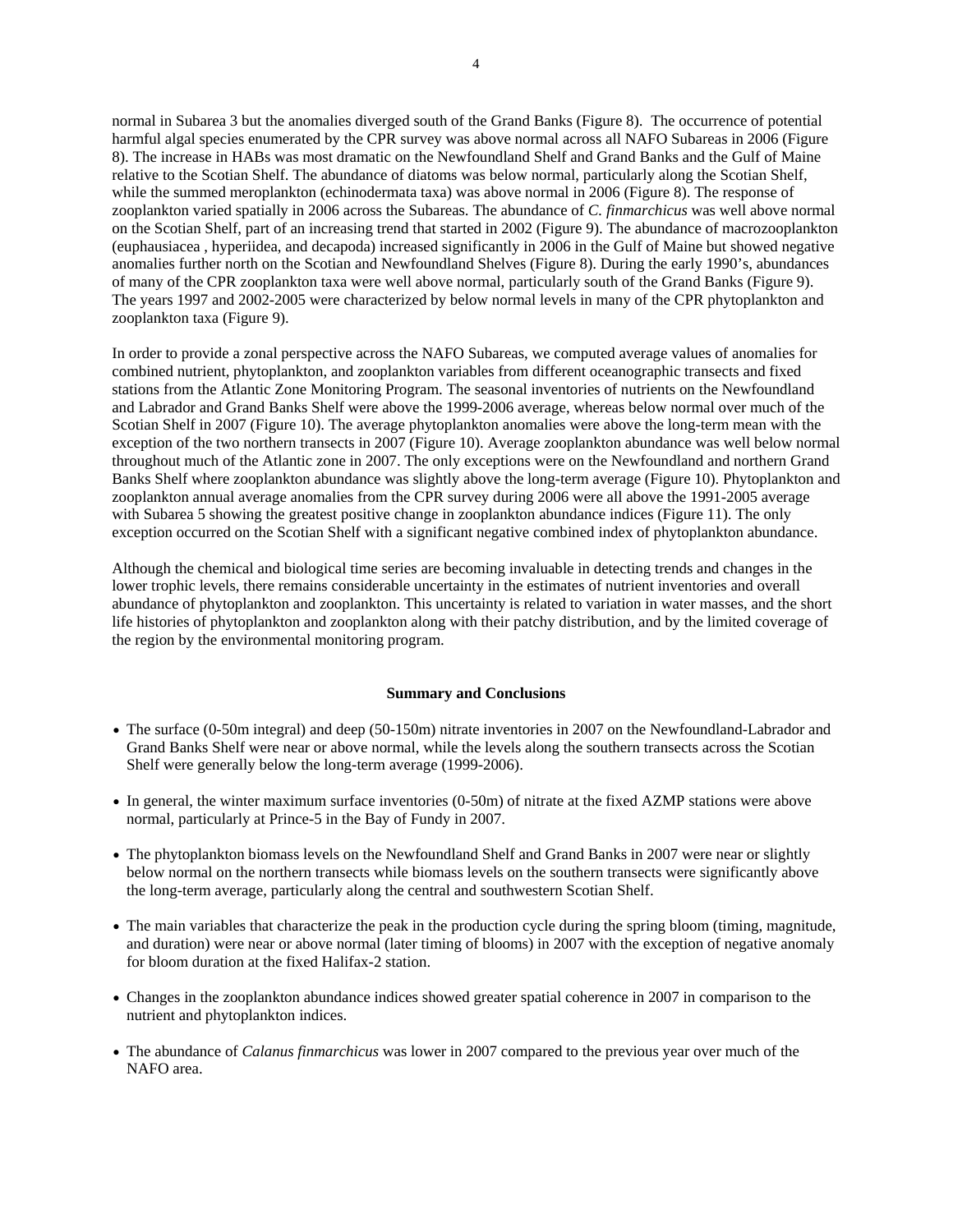normal in Subarea 3 but the anomalies diverged south of the Grand Banks (Figure 8). The occurrence of potential harmful algal species enumerated by the CPR survey was above normal across all NAFO Subareas in 2006 (Figure 8). The increase in HABs was most dramatic on the Newfoundland Shelf and Grand Banks and the Gulf of Maine relative to the Scotian Shelf. The abundance of diatoms was below normal, particularly along the Scotian Shelf, while the summed meroplankton (echinodermata taxa) was above normal in 2006 (Figure 8). The response of zooplankton varied spatially in 2006 across the Subareas. The abundance of *C. finmarchicus* was well above normal on the Scotian Shelf, part of an increasing trend that started in 2002 (Figure 9). The abundance of macrozooplankton (euphausiacea , hyperiidea, and decapoda) increased significantly in 2006 in the Gulf of Maine but showed negative anomalies further north on the Scotian and Newfoundland Shelves (Figure 8). During the early 1990's, abundances of many of the CPR zooplankton taxa were well above normal, particularly south of the Grand Banks (Figure 9). The years 1997 and 2002-2005 were characterized by below normal levels in many of the CPR phytoplankton and zooplankton taxa (Figure 9).

In order to provide a zonal perspective across the NAFO Subareas, we computed average values of anomalies for combined nutrient, phytoplankton, and zooplankton variables from different oceanographic transects and fixed stations from the Atlantic Zone Monitoring Program. The seasonal inventories of nutrients on the Newfoundland and Labrador and Grand Banks Shelf were above the 1999-2006 average, whereas below normal over much of the Scotian Shelf in 2007 (Figure 10). The average phytoplankton anomalies were above the long-term mean with the exception of the two northern transects in 2007 (Figure 10). Average zooplankton abundance was well below normal throughout much of the Atlantic zone in 2007. The only exceptions were on the Newfoundland and northern Grand Banks Shelf where zooplankton abundance was slightly above the long-term average (Figure 10). Phytoplankton and zooplankton annual average anomalies from the CPR survey during 2006 were all above the 1991-2005 average with Subarea 5 showing the greatest positive change in zooplankton abundance indices (Figure 11). The only exception occurred on the Scotian Shelf with a significant negative combined index of phytoplankton abundance.

Although the chemical and biological time series are becoming invaluable in detecting trends and changes in the lower trophic levels, there remains considerable uncertainty in the estimates of nutrient inventories and overall abundance of phytoplankton and zooplankton. This uncertainty is related to variation in water masses, and the short life histories of phytoplankton and zooplankton along with their patchy distribution, and by the limited coverage of the region by the environmental monitoring program.

## Summary and Conclusions

- The surface (0-50m integral) and deep (50-150m) nitrate inventories in 2007 on the Newfoundland-Labrador and Grand Banks Shelf were near or above normal, while the levels along the southern transects across the Scotian Shelf were generally below the long-term average (1999-2006).
- In general, the winter maximum surface inventories (0-50m) of nitrate at the fixed AZMP stations were above normal, particularly at Prince-5 in the Bay of Fundy in 2007.
- The phytoplankton biomass levels on the Newfoundland Shelf and Grand Banks in 2007 were near or slightly below normal on the northern transects while biomass levels on the southern transects were significantly above the long-term average, particularly along the central and southwestern Scotian Shelf.
- The main variables that characterize the peak in the production cycle during the spring bloom (timing, magnitude, and duration) were near or above normal (later timing of blooms) in 2007 with the exception of negative anomaly for bloom duration at the fixed Halifax-2 station.
- Changes in the zooplankton abundance indices showed greater spatial coherence in 2007 in comparison to the nutrient and phytoplankton indices.
- The abundance of *Calanus finmarchicus* was lower in 2007 compared to the previous year over much of the NAFO area.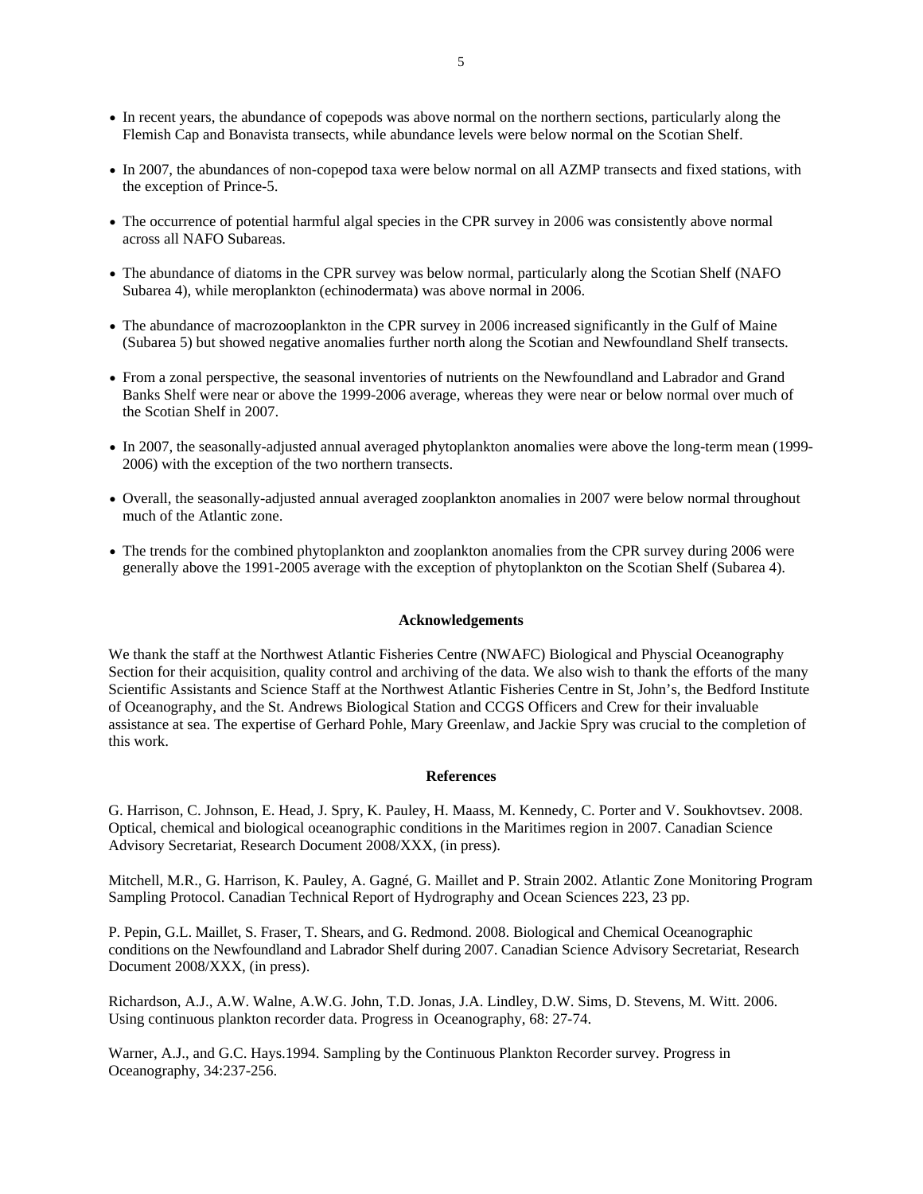- In recent years, the abundance of copepods was above normal on the northern sections, particularly along the Flemish Cap and Bonavista transects, while abundance levels were below normal on the Scotian Shelf.
- In 2007, the abundances of non-copepod taxa were below normal on all AZMP transects and fixed stations, with the exception of Prince-5.
- The occurrence of potential harmful algal species in the CPR survey in 2006 was consistently above normal across all NAFO Subareas.
- The abundance of diatoms in the CPR survey was below normal, particularly along the Scotian Shelf (NAFO Subarea 4), while meroplankton (echinodermata) was above normal in 2006.
- The abundance of macrozooplankton in the CPR survey in 2006 increased significantly in the Gulf of Maine (Subarea 5) but showed negative anomalies further north along the Scotian and Newfoundland Shelf transects.
- From a zonal perspective, the seasonal inventories of nutrients on the Newfoundland and Labrador and Grand Banks Shelf were near or above the 1999-2006 average, whereas they were near or below normal over much of the Scotian Shelf in 2007.
- In 2007, the seasonally-adjusted annual averaged phytoplankton anomalies were above the long-term mean (1999-2006) with the exception of the two northern transects.
- Overall, the seasonally-adjusted annual averaged zooplankton anomalies in 2007 were below normal throughout much of the Atlantic zone.
- The trends for the combined phytoplankton and zooplankton anomalies from the CPR survey during 2006 were generally above the 1991-2005 average with the exception of phytoplankton on the Scotian Shelf (Subarea 4).

## Acknowledgements

We thank the staff at the Northwest Atlantic Fisheries Centre (NWAFC) Biological and Physcial Oceanography Section for their acquisition, quality control and archiving of the data. We also wish to thank the efforts of the many Scientific Assistants and Science Staff at the Northwest Atlantic Fisheries Centre in St, John's, the Bedford Institute of Oceanography, and the St. Andrews Biological Station and CCGS Officers and Crew for their invaluable assistance at sea. The expertise of Gerhard Pohle, Mary Greenlaw, and Jackie Spry was crucial to the completion of this work.

## References

G. Harrison, C. Johnson, E. Head, J. Spry, K. Pauley, H. Maass, M. Kennedy, C. Porter and V. Soukhovtsev. 2008. Optical, chemical and biological oceanographic conditions in the Maritimes region in 2007. Canadian Science Advisory Secretariat, Research Document 2008/XXX, (in press).

Mitchell, M.R., G. Harrison, K. Pauley, A. Gagné, G. Maillet and P. Strain 2002. Atlantic Zone Monitoring Program Sampling Protocol. Canadian Technical Report of Hydrography and Ocean Sciences 223, 23 pp.

P. Pepin, G.L. Maillet, S. Fraser, T. Shears, and G. Redmond. 2008. Biological and Chemical Oceanographic conditions on the Newfoundland and Labrador Shelf during 2007. Canadian Science Advisory Secretariat, Research Document 2008/XXX, (in press).

Richardson, A.J., A.W. Walne, A.W.G. John, T.D. Jonas, J.A. Lindley, D.W. Sims, D. Stevens, M. Witt. 2006. Using continuous plankton recorder data. Progress in Oceanography, 68: 27-74.

Warner, A.J., and G.C. Hays.1994. Sampling by the Continuous Plankton Recorder survey. Progress in Oceanography, 34:237-256.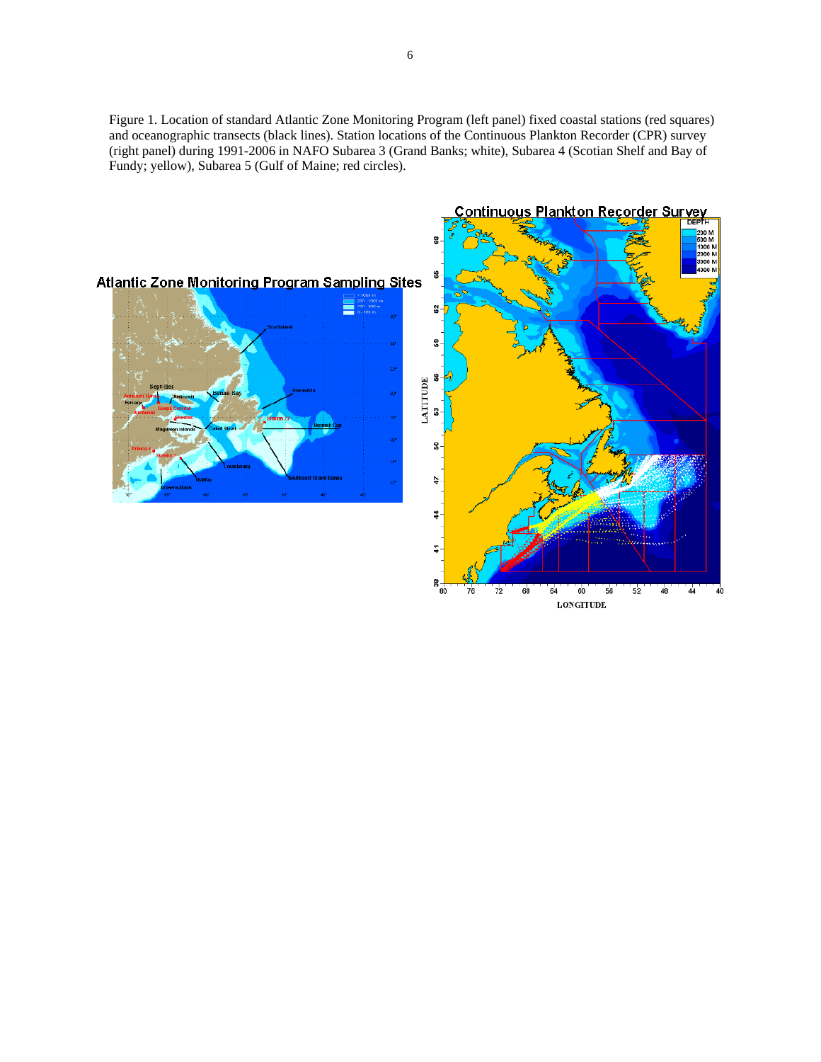Figure 1. Location of standard Atlantic Zone Monitoring Program (left panel) fixed coastal stations (red squares) and oceanographic transects (black lines). Station locations of the Continuous Plankton Recorder (CPR) survey (right panel) during 1991-2006 in NAFO Subarea 3 (Grand Banks; white), Subarea 4 (Scotian Shelf and Bay of Fundy; yellow), Subarea 5 (Gulf of Maine; red circles).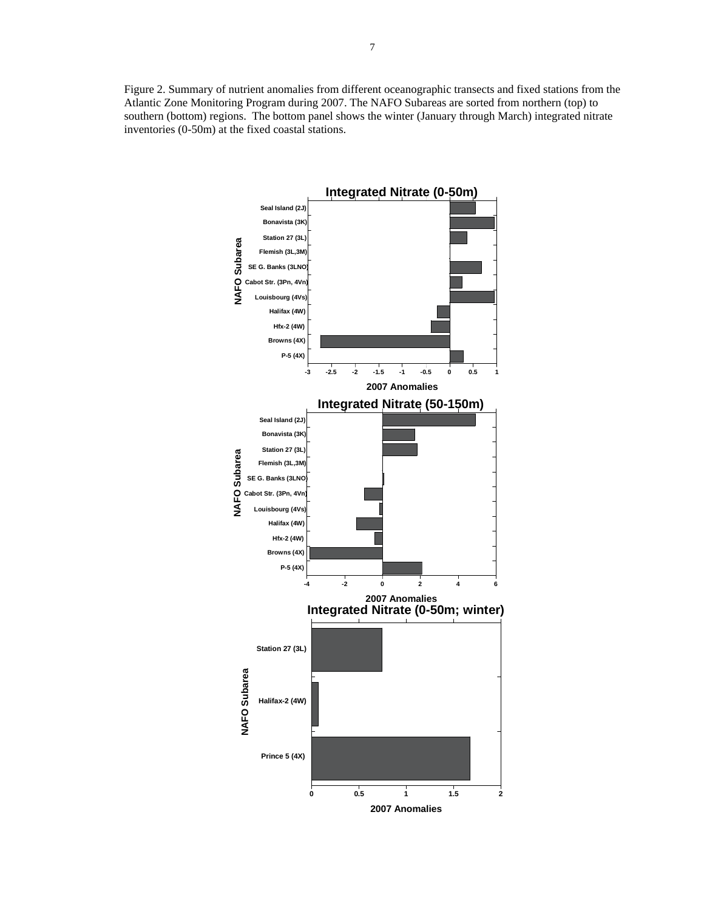Figure 2. Summary of nutrient anomalies from different oceanographic transects and fixed stations from the Atlantic Zone Monitoring Program during 2007. The NAFO Subareas are sorted from northern (top) to southern (bottom) regions. The bottom panel shows the winter (January through March) integrated nitrate inventories (0-50m) at the fixed coastal stations.

**Integrated Nitrate (0-50m)**

NAFO Subarea: Seal Island (2J), Bonavista (3K), Station 27 (3L), Flemish (3L,3M), SE G. Banks (3LNO), Cabot Str. (3Pn, 4Vn), Louisbourg (4Vs), Halifax (4W), Hfx-2 (4W), Browns (4X), P-5 (4X)

2007 Anomalies: -3, -2.5, -2, -1.5, -1, -0.5, 0, 0.5, 1

**Integrated Nitrate (50-150m)**

NAFO Subarea: Seal Island (2J), Bonavista (3K), Station 27 (3L), Flemish (3L,3M), SE G. Banks (3LNO), Cabot Str. (3Pn, 4Vn), Louisbourg (4Vs), Halifax (4W), Hfx-2 (4W), Browns (4X), P-5 (4X)

2007 Anomalies: -4, -2, 0, 2, 4, 6

**Integrated Nitrate (0-50m; winter)**

NAFO Subarea: Station 27 (3L), Halifax-2 (4W), Prince 5 (4X)

2007 Anomalies: 0, 0.5, 1, 1.5, 2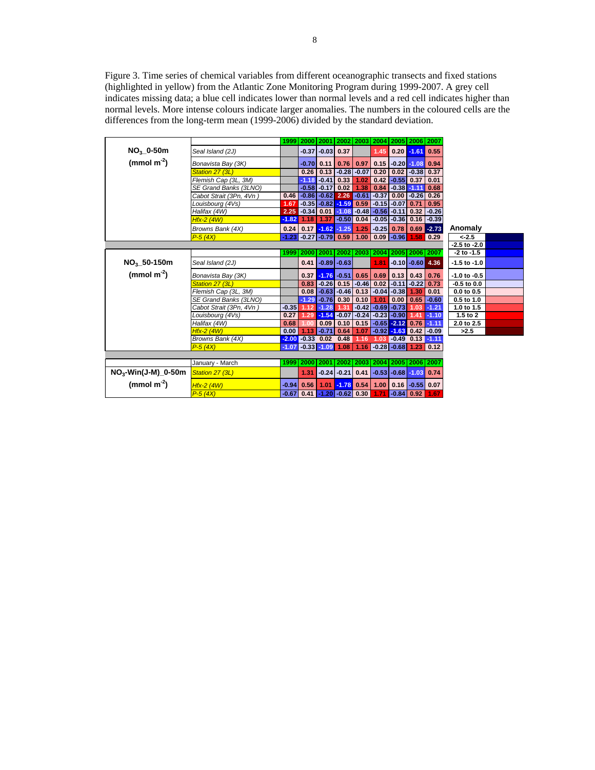Figure 3. Time series of chemical variables from different oceanographic transects and fixed stations (highlighted in yellow) from the Atlantic Zone Monitoring Program during 1999-2007. A grey cell indicates missing data; a blue cell indicates lower than normal levels and a red cell indicates higher than normal levels. More intense colours indicate larger anomalies. The numbers in the coloured cells are the differences from the long-term mean (1999-2006) divided by the standard deviation.

| Variable | Section/Station | 1999 | 2000 | 2001 | 2002 | 2003 | 2004 | 2005 | 2006 | 2007 |
|---|---|---|---|---|---|---|---|---|---|---|
| $NO_3$_0-50m ($mmol\ m^{-2}$) | *Seal Island (2J)* | | -0.37 | -0.03 | 0.37 | | 1.45 | 0.20 | -1.61 | 0.55 |
| | *Bonavista Bay (3K)* | | -0.70 | 0.11 | 0.76 | 0.97 | 0.15 | -0.20 | -1.08 | 0.94 |
| | *Station 27 (3L)* | | 0.26 | 0.13 | -0.28 | -0.07 | 0.20 | 0.02 | -0.38 | 0.37 |
| | *Flemish Cap (3L, 3M)* | | -1.18 | -0.41 | 0.33 | 1.02 | 0.42 | -0.55 | 0.37 | 0.01 |
| | *SE Grand Banks (3LNO)* | | -0.58 | -0.17 | 0.02 | 1.38 | 0.84 | -0.38 | -1.11 | 0.68 |
| | *Cabot Strait (3Pn, 4Vn )* | 0.46 | -0.86 | -0.62 | 2.26 | -0.61 | -0.37 | 0.00 | -0.26 | 0.26 |
| | *Louisbourg (4Vs)* | 1.67 | -0.35 | -0.82 | -1.59 | 0.59 | -0.15 | -0.07 | 0.71 | 0.95 |
| | *Halifax (4W)* | 2.25 | -0.34 | 0.01 | -1.08 | -0.48 | -0.56 | -0.11 | 0.32 | -0.26 |
| | *Hfx-2 (4W)* | -1.82 | 1.18 | 1.37 | -0.50 | 0.04 | -0.05 | -0.36 | 0.16 | -0.39 |
| | *Browns Bank (4X)* | 0.24 | 0.17 | -1.62 | -1.25 | 1.25 | -0.25 | 0.78 | 0.69 | -2.73 |
| | *P-5 (4X)* | -1.23 | -0.27 | -0.79 | 0.59 | 1.00 | 0.09 | -0.96 | 1.58 | 0.29 |
| $NO_3$_50-150m ($mmol\ m^{-2}$) | *Seal Island (2J)* | | 0.41 | -0.89 | -0.63 | | 1.81 | -0.10 | -0.60 | 4.36 |
| | *Bonavista Bay (3K)* | | 0.37 | -1.76 | -0.51 | 0.65 | 0.69 | 0.13 | 0.43 | 0.76 |
| | *Station 27 (3L)* | | 0.83 | -0.26 | 0.15 | -0.46 | 0.02 | -0.11 | -0.22 | 0.73 |
| | *Flemish Cap (3L, 3M)* | | 0.08 | -0.63 | -0.46 | 0.13 | -0.04 | -0.38 | 1.30 | 0.01 |
| | *SE Grand Banks (3LNO)* | | -1.29 | -0.76 | 0.30 | 0.10 | 1.01 | 0.00 | 0.65 | -0.60 |
| | *Cabot Strait (3Pn, 4Vn )* | -0.35 | 1.12 | -1.28 | 1.31 | -0.42 | -0.69 | -0.73 | 1.03 | -1.21 |
| | *Louisbourg (4Vs)* | 0.27 | 1.29 | -1.54 | -0.07 | -0.24 | -0.23 | -0.90 | 1.41 | -1.10 |
| | *Halifax (4W)* | 0.68 | 1.00 | 0.09 | 0.10 | 0.15 | -0.65 | -2.12 | 0.76 | -1.11 |
| | *Hfx-2 (4W)* | 0.00 | 1.13 | -0.71 | 0.64 | 1.07 | -0.92 | -1.63 | 0.42 | -0.09 |
| | *Browns Bank (4X)* | -2.00 | -0.33 | 0.02 | 0.48 | 1.16 | 1.03 | -0.49 | 0.13 | -1.11 |
| | *P-5 (4X)* | -1.07 | -0.33 | -1.09 | 1.08 | 1.16 | -0.28 | -0.68 | 1.23 | 0.12 |
| $NO_3$-Win(J-M)_0-50m ($mmol\ m^{-2}$) | January - March | | | | | | | | | |
| | *Station 27 (3L)* | | 1.31 | -0.24 | -0.21 | 0.41 | -0.53 | -0.68 | -1.03 | 0.74 |
| | *Hfx-2 (4W)* | -0.94 | 0.56 | 1.01 | -1.78 | 0.54 | 1.00 | 0.16 | -0.55 | 0.07 |
| | *P-5 (4X)* | -0.67 | 0.41 | -1.20 | -0.62 | 0.30 | 1.71 | -0.84 | 0.92 | 1.67 |

| Anomaly |
|---|
| <-2.5 |
| -2.5 to -2.0 |
| -2 to -1.5 |
| -1.5 to -1.0 |
| -1.0 to -0.5 |
| -0.5 to 0.0 |
| 0.0 to 0.5 |
| 0.5 to 1.0 |
| 1.0 to 1.5 |
| 1.5 to 2 |
| 2.0 to 2.5 |
| >2.5 |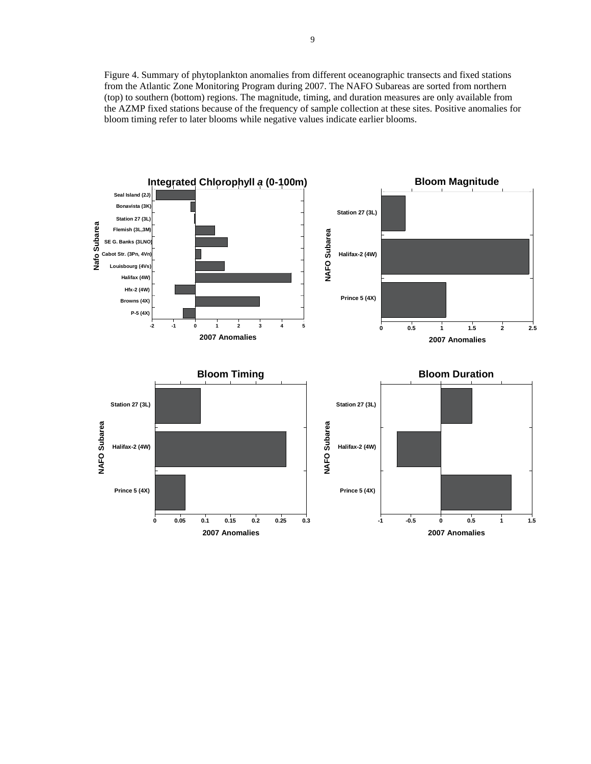Figure 4. Summary of phytoplankton anomalies from different oceanographic transects and fixed stations from the Atlantic Zone Monitoring Program during 2007. The NAFO Subareas are sorted from northern (top) to southern (bottom) regions. The magnitude, timing, and duration measures are only available from the AZMP fixed stations because of the frequency of sample collection at these sites. Positive anomalies for bloom timing refer to later blooms while negative values indicate earlier blooms.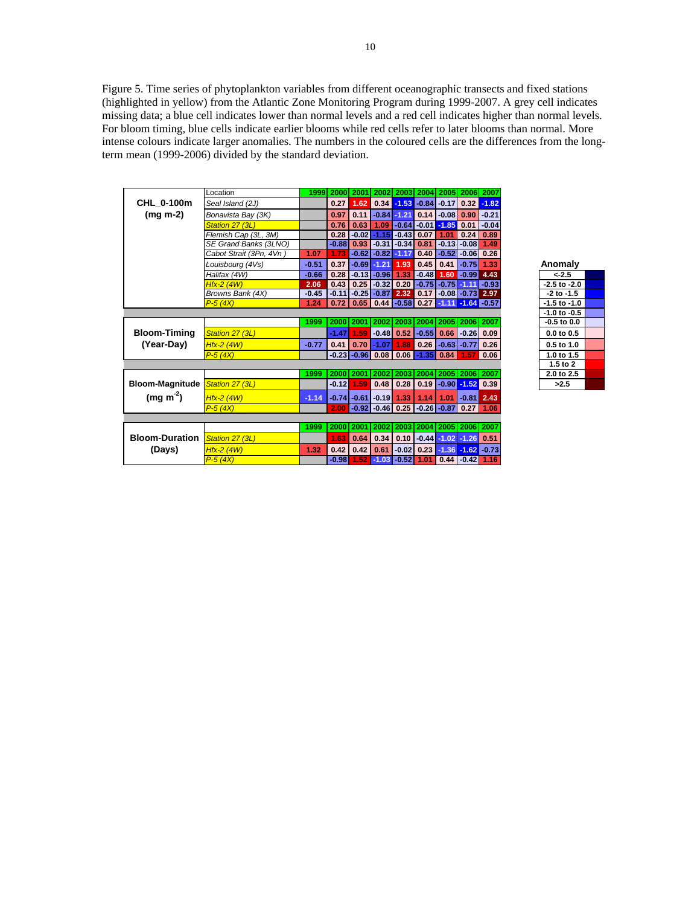Figure 5. Time series of phytoplankton variables from different oceanographic transects and fixed stations (highlighted in yellow) from the Atlantic Zone Monitoring Program during 1999-2007. A grey cell indicates missing data; a blue cell indicates lower than normal levels and a red cell indicates higher than normal levels. For bloom timing, blue cells indicate earlier blooms while red cells refer to later blooms than normal. More intense colours indicate larger anomalies. The numbers in the coloured cells are the differences from the long-term mean (1999-2006) divided by the standard deviation.

| Variable | Location | 1999 | 2000 | 2001 | 2002 | 2003 | 2004 | 2005 | 2006 | 2007 |
|---|---|---|---|---|---|---|---|---|---|---|
| CHL_0-100m (mg m-2) | *Seal Island (2J)* | | 0.27 | 1.62 | 0.34 | -1.53 | -0.84 | -0.17 | 0.32 | -1.82 |
| | *Bonavista Bay (3K)* | | 0.97 | 0.11 | -0.84 | -1.21 | 0.14 | -0.08 | 0.90 | -0.21 |
| | *Station 27 (3L)* | | 0.76 | 0.63 | 1.09 | -0.64 | -0.01 | -1.85 | 0.01 | -0.04 |
| | *Flemish Cap (3L, 3M)* | | 0.28 | -0.02 | -1.15 | -0.43 | 0.07 | 1.01 | 0.24 | 0.89 |
| | *SE Grand Banks (3LNO)* | | -0.88 | 0.93 | -0.31 | -0.34 | 0.81 | -0.13 | -0.08 | 1.49 |
| | *Cabot Strait (3Pn, 4Vn )* | 1.07 | 1.73 | -0.62 | -0.82 | -1.17 | 0.40 | -0.52 | -0.06 | 0.26 |
| | *Louisbourg (4Vs)* | -0.51 | 0.37 | -0.69 | -1.21 | 1.93 | 0.45 | 0.41 | -0.75 | 1.33 |
| | *Halifax (4W)* | -0.66 | 0.28 | -0.13 | -0.96 | 1.33 | -0.48 | 1.60 | -0.99 | 4.43 |
| | *Hfx-2 (4W)* | 2.06 | 0.43 | 0.25 | -0.32 | 0.20 | -0.75 | -0.75 | -1.11 | -0.93 |
| | *Browns Bank (4X)* | -0.45 | -0.11 | -0.25 | -0.87 | 2.32 | 0.17 | -0.08 | -0.73 | 2.97 |
| | *P-5 (4X)* | 1.24 | 0.72 | 0.65 | 0.44 | -0.58 | 0.27 | -1.11 | -1.64 | -0.57 |
| Bloom-Timing (Year-Day) | *Station 27 (3L)* | | -1.47 | 1.59 | -0.48 | 0.52 | -0.55 | 0.66 | -0.26 | 0.09 |
| | *Hfx-2 (4W)* | -0.77 | 0.41 | 0.70 | -1.07 | 1.88 | 0.26 | -0.63 | -0.77 | 0.26 |
| | *P-5 (4X)* | | -0.23 | -0.96 | 0.08 | 0.06 | -1.35 | 0.84 | 1.57 | 0.06 |
| Bloom-Magnitude (mg $m^{-2}$) | *Station 27 (3L)* | | -0.12 | 1.59 | 0.48 | 0.28 | 0.19 | -0.90 | -1.52 | 0.39 |
| | *Hfx-2 (4W)* | -1.14 | -0.74 | -0.61 | -0.19 | 1.33 | 1.14 | 1.01 | -0.81 | 2.43 |
| | *P-5 (4X)* | | 2.00 | -0.92 | -0.46 | 0.25 | -0.26 | -0.87 | 0.27 | 1.06 |
| Bloom-Duration (Days) | *Station 27 (3L)* | | 1.63 | 0.64 | 0.34 | 0.10 | -0.44 | -1.02 | -1.26 | 0.51 |
| | *Hfx-2 (4W)* | 1.32 | 0.42 | 0.42 | 0.61 | -0.02 | 0.23 | -1.36 | -1.62 | -0.73 |
| | *P-5 (4X)* | | -0.98 | 1.52 | -1.03 | -0.52 | 1.01 | 0.44 | -0.42 | 1.16 |

| Anomaly |
|---|
| <-2.5 |
| -2.5 to -2.0 |
| -2 to -1.5 |
| -1.5 to -1.0 |
| -1.0 to -0.5 |
| -0.5 to 0.0 |
| 0.0 to 0.5 |
| 0.5 to 1.0 |
| 1.0 to 1.5 |
| 1.5 to 2 |
| 2.0 to 2.5 |
| >2.5 |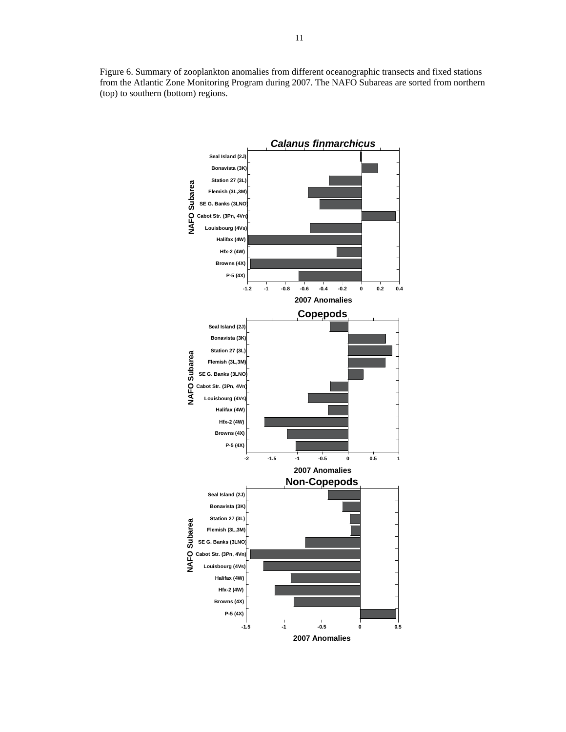Figure 6. Summary of zooplankton anomalies from different oceanographic transects and fixed stations from the Atlantic Zone Monitoring Program during 2007. The NAFO Subareas are sorted from northern (top) to southern (bottom) regions.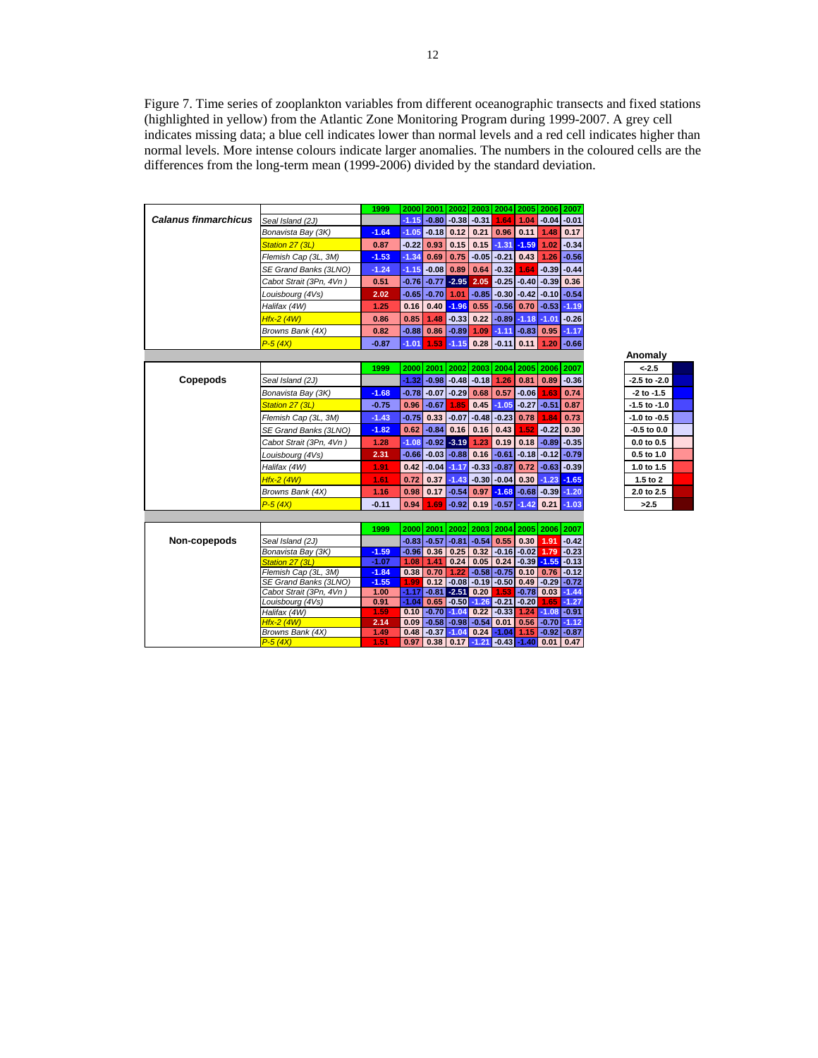Figure 7. Time series of zooplankton variables from different oceanographic transects and fixed stations (highlighted in yellow) from the Atlantic Zone Monitoring Program during 1999-2007. A grey cell indicates missing data; a blue cell indicates lower than normal levels and a red cell indicates higher than normal levels. More intense colours indicate larger anomalies. The numbers in the coloured cells are the differences from the long-term mean (1999-2006) divided by the standard deviation.

| **Calanus finmarchicus** | | 1999 | 2000 | 2001 | 2002 | 2003 | 2004 | 2005 | 2006 | 2007 |
|---|---|---|---|---|---|---|---|---|---|---|
| | *Seal Island (2J)* | | -1.15 | -0.80 | -0.38 | -0.31 | 1.64 | 1.04 | -0.04 | -0.01 |
| | *Bonavista Bay (3K)* | -1.64 | -1.05 | -0.18 | 0.12 | 0.21 | 0.96 | 0.11 | 1.48 | 0.17 |
| | *Station 27 (3L)* | 0.87 | -0.22 | 0.93 | 0.15 | 0.15 | -1.31 | -1.59 | 1.02 | -0.34 |
| | *Flemish Cap (3L, 3M)* | -1.53 | -1.34 | 0.69 | 0.75 | -0.05 | -0.21 | 0.43 | 1.26 | -0.56 |
| | *SE Grand Banks (3LNO)* | -1.24 | -1.15 | -0.08 | 0.89 | 0.64 | -0.32 | 1.64 | -0.39 | -0.44 |
| | *Cabot Strait (3Pn, 4Vn )* | 0.51 | -0.76 | -0.77 | -2.95 | 2.05 | -0.25 | -0.40 | -0.39 | 0.36 |
| | *Louisbourg (4Vs)* | 2.02 | -0.65 | -0.70 | 1.01 | -0.85 | -0.30 | -0.42 | -0.10 | -0.54 |
| | *Halifax (4W)* | 1.25 | 0.16 | 0.40 | -1.96 | 0.55 | -0.56 | 0.70 | -0.53 | -1.19 |
| | *Hfx-2 (4W)* | 0.86 | 0.85 | 1.48 | -0.33 | 0.22 | -0.89 | -1.18 | -1.01 | -0.26 |
| | *Browns Bank (4X)* | 0.82 | -0.88 | 0.86 | -0.89 | 1.09 | -1.11 | -0.83 | 0.95 | -1.17 |
| | *P-5 (4X)* | -0.87 | -1.01 | 1.53 | -1.15 | 0.28 | -0.11 | 0.11 | 1.20 | -0.66 |

| **Copepods** | | 1999 | 2000 | 2001 | 2002 | 2003 | 2004 | 2005 | 2006 | 2007 |
|---|---|---|---|---|---|---|---|---|---|---|
| | *Seal Island (2J)* | | -1.32 | -0.98 | -0.48 | -0.18 | 1.26 | 0.81 | 0.89 | -0.36 |
| | *Bonavista Bay (3K)* | -1.68 | -0.78 | -0.07 | -0.29 | 0.68 | 0.57 | -0.06 | 1.63 | 0.74 |
| | *Station 27 (3L)* | -0.75 | 0.96 | -0.67 | 1.85 | 0.45 | -1.05 | -0.27 | -0.51 | 0.87 |
| | *Flemish Cap (3L, 3M)* | -1.43 | -0.75 | 0.33 | -0.07 | -0.48 | -0.23 | 0.78 | 1.84 | 0.73 |
| | *SE Grand Banks (3LNO)* | -1.82 | 0.62 | -0.84 | 0.16 | 0.16 | 0.43 | 1.52 | -0.22 | 0.30 |
| | *Cabot Strait (3Pn, 4Vn )* | 1.28 | -1.08 | -0.92 | -3.19 | 1.23 | 0.19 | 0.18 | -0.89 | -0.35 |
| | *Louisbourg (4Vs)* | 2.31 | -0.66 | -0.03 | -0.88 | 0.16 | -0.61 | -0.18 | -0.12 | -0.79 |
| | *Halifax (4W)* | 1.91 | 0.42 | -0.04 | -1.17 | -0.33 | -0.87 | 0.72 | -0.63 | -0.39 |
| | *Hfx-2 (4W)* | 1.61 | 0.72 | 0.37 | -1.43 | -0.30 | -0.04 | 0.30 | -1.23 | -1.65 |
| | *Browns Bank (4X)* | 1.16 | 0.98 | 0.17 | -0.54 | 0.97 | -1.68 | -0.68 | -0.39 | -1.20 |
| | *P-5 (4X)* | -0.11 | 0.94 | 1.69 | -0.92 | 0.19 | -0.57 | -1.42 | 0.21 | -1.03 |

| **Non-copepods** | | 1999 | 2000 | 2001 | 2002 | 2003 | 2004 | 2005 | 2006 | 2007 |
|---|---|---|---|---|---|---|---|---|---|---|
| | *Seal Island (2J)* | | -0.83 | -0.57 | -0.81 | -0.54 | 0.55 | 0.30 | 1.91 | -0.42 |
| | *Bonavista Bay (3K)* | -1.59 | -0.96 | 0.36 | 0.25 | 0.32 | -0.16 | -0.02 | 1.79 | -0.23 |
| | *Station 27 (3L)* | -1.07 | 1.08 | 1.41 | 0.24 | 0.05 | 0.24 | -0.39 | -1.55 | -0.13 |
| | *Flemish Cap (3L, 3M)* | -1.84 | 0.38 | 0.70 | 1.22 | -0.58 | -0.75 | 0.10 | 0.76 | -0.12 |
| | *SE Grand Banks (3LNO)* | -1.55 | 1.99 | 0.12 | -0.08 | -0.19 | -0.50 | 0.49 | -0.29 | -0.72 |
| | *Cabot Strait (3Pn, 4Vn )* | 1.00 | -1.17 | -0.81 | -2.51 | 0.20 | 1.53 | -0.78 | 0.03 | -1.44 |
| | *Louisbourg (4Vs)* | 0.91 | -1.04 | 0.65 | -0.50 | -1.26 | -0.21 | -0.20 | 1.65 | -1.27 |
| | *Halifax (4W)* | 1.59 | 0.10 | -0.70 | -1.04 | 0.22 | -0.33 | 1.24 | -1.08 | -0.91 |
| | *Hfx-2 (4W)* | 2.14 | 0.09 | -0.58 | -0.98 | -0.54 | 0.01 | 0.56 | -0.70 | -1.12 |
| | *Browns Bank (4X)* | 1.49 | 0.48 | -0.37 | -1.04 | 0.24 | -1.04 | 1.15 | -0.92 | -0.87 |
| | *P-5 (4X)* | 1.51 | 0.97 | 0.38 | 0.17 | -1.21 | -0.43 | -1.40 | 0.01 | 0.47 |

| Anomaly |
|---|
| <-2.5 |
| -2.5 to -2.0 |
| -2 to -1.5 |
| -1.5 to -1.0 |
| -1.0 to -0.5 |
| -0.5 to 0.0 |
| 0.0 to 0.5 |
| 0.5 to 1.0 |
| 1.0 to 1.5 |
| 1.5 to 2 |
| 2.0 to 2.5 |
| >2.5 |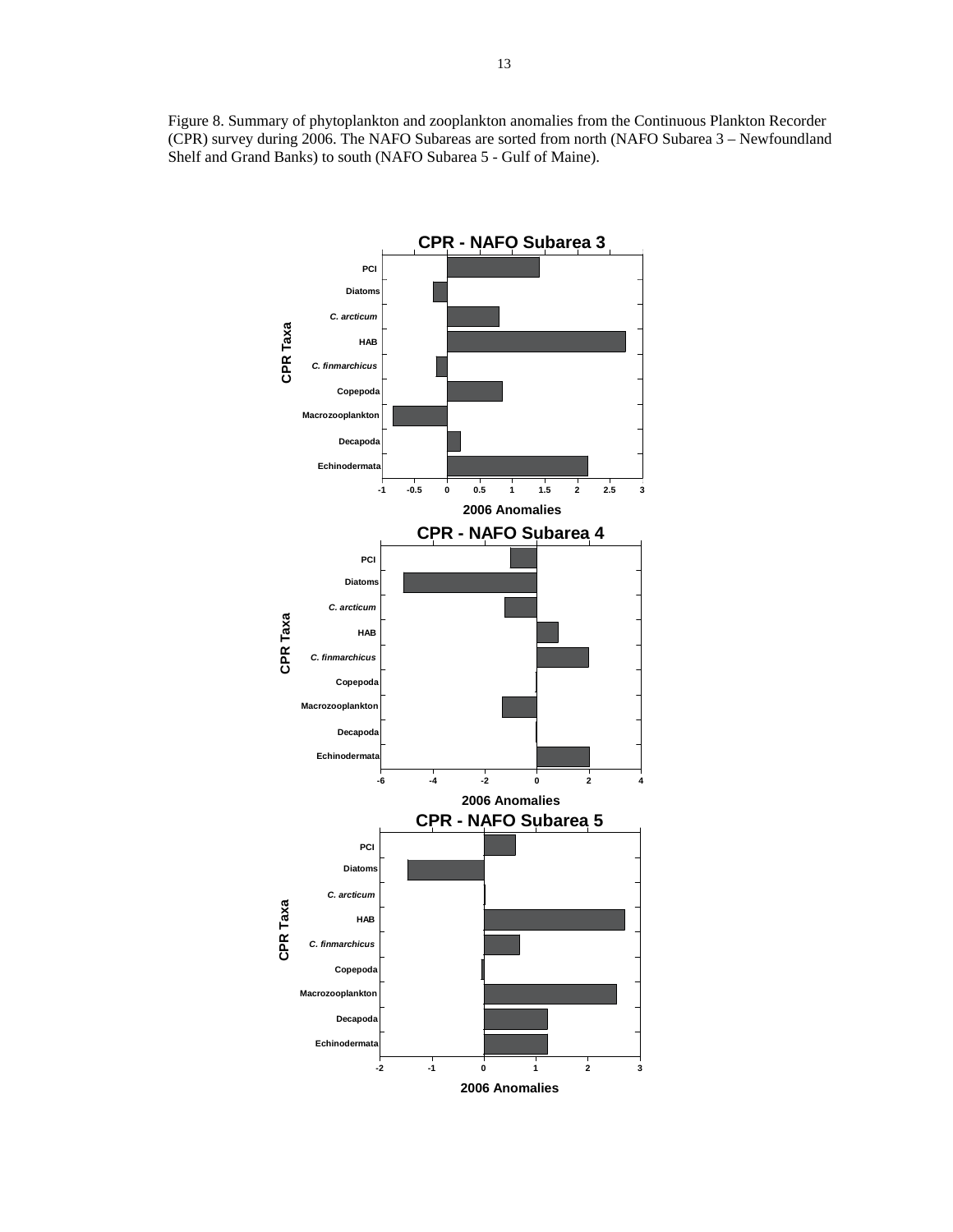Figure 8. Summary of phytoplankton and zooplankton anomalies from the Continuous Plankton Recorder (CPR) survey during 2006. The NAFO Subareas are sorted from north (NAFO Subarea 3 – Newfoundland Shelf and Grand Banks) to south (NAFO Subarea 5 - Gulf of Maine).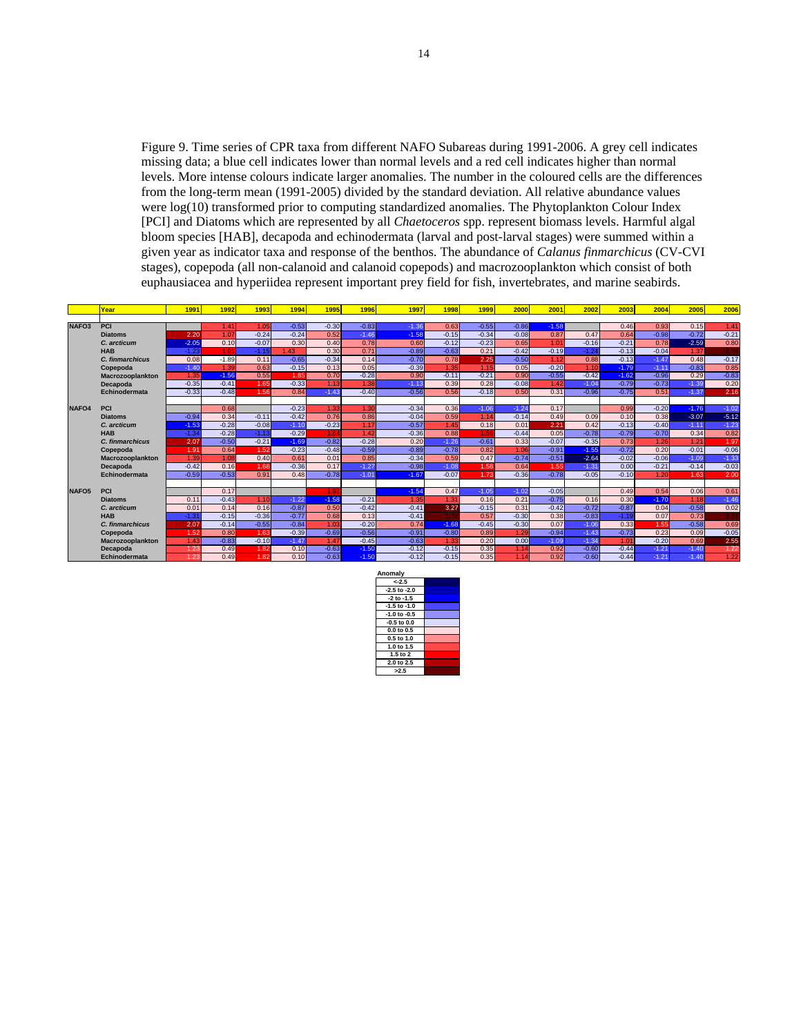Figure 9. Time series of CPR taxa from different NAFO Subareas during 1991-2006. A grey cell indicates missing data; a blue cell indicates lower than normal levels and a red cell indicates higher than normal levels. More intense colours indicate larger anomalies. The number in the coloured cells are the differences from the long-term mean (1991-2005) divided by the standard deviation. All relative abundance values were log(10) transformed prior to computing standardized anomalies. The Phytoplankton Colour Index [PCI] and Diatoms which are represented by all *Chaetoceros* spp. represent biomass levels. Harmful algal bloom species [HAB], decapoda and echinodermata (larval and post-larval stages) were summed within a given year as indicator taxa and response of the benthos. The abundance of *Calanus finmarchicus* (CV-CVI stages), copepoda (all non-calanoid and calanoid copepods) and macrozooplankton which consist of both euphausiacea and hyperiidea represent important prey field for fish, invertebrates, and marine seabirds.

| | Year | 1991 | 1992 | 1993 | 1994 | 1995 | 1996 | 1997 | 1998 | 1999 | 2000 | 2001 | 2002 | 2003 | 2004 | 2005 | 2006 |
|---|---|---|---|---|---|---|---|---|---|---|---|---|---|---|---|---|---|
| NAFO3 | PCI | | 1.41 | 1.05 | -0.53 | -0.30 | -0.83 | -1.36 | 0.63 | -0.55 | -0.86 | -1.58 | | 0.46 | 0.93 | 0.15 | 1.41 |
| | Diatoms | 2.20 | 1.07 | -0.24 | -0.24 | 0.52 | -1.46 | -1.58 | -0.15 | -0.34 | -0.08 | 0.87 | 0.47 | 0.64 | -0.98 | -0.72 | -0.21 |
| | *C. arcticum* | -2.05 | 0.10 | -0.07 | 0.30 | 0.40 | 0.78 | 0.60 | -0.12 | -0.23 | 0.65 | 1.01 | -0.16 | -0.21 | 0.78 | -2.59 | 0.80 |
| | HAB | -1.23 | 1.61 | -1.15 | 1.43 | 0.30 | 0.71 | -0.89 | -0.63 | 0.21 | -0.42 | -0.19 | -1.24 | -0.13 | -0.04 | 1.37 | 2.7 |
| | *C. finmarchicus* | 0.08 | -1.89 | 0.11 | -0.65 | -0.34 | 0.14 | -0.70 | 0.78 | 2.25 | -0.50 | 1.12 | 0.88 | -0.13 | -1.47 | 0.48 | -0.17 |
| | Copepoda | -1.40 | 1.39 | 0.63 | -0.15 | 0.13 | 0.05 | -0.39 | 1.35 | 1.15 | 0.05 | -0.20 | 1.10 | -1.79 | -1.11 | -0.83 | 0.85 |
| | Macrozooplankton | 1.35 | -1.56 | 0.55 | 1.25 | 0.70 | -0.28 | 0.90 | -0.11 | -0.21 | 0.90 | -0.55 | -0.42 | -1.62 | -0.96 | 0.29 | -0.83 |
| | Decapoda | -0.35 | -0.41 | 1.65 | -0.33 | 1.13 | 1.38 | -1.13 | 0.39 | 0.28 | -0.08 | 1.42 | -1.04 | -0.79 | -0.73 | -1.39 | 0.20 |
| | Echinodermata | -0.33 | -0.48 | 1.56 | 0.84 | -1.43 | -0.40 | -0.56 | 0.56 | -0.18 | 0.50 | 0.31 | -0.96 | -0.75 | 0.51 | -1.37 | 2.16 |
| NAFO4 | PCI | | 0.68 | | -0.23 | 1.33 | 1.30 | -0.34 | 0.36 | -1.06 | -1.24 | 0.17 | | 0.99 | -0.20 | -1.76 | -1.02 |
| | Diatoms | -0.94 | 0.34 | -0.11 | -0.42 | 0.76 | 0.86 | -0.04 | 0.59 | 1.14 | -0.14 | 0.49 | 0.09 | 0.10 | 0.38 | -3.07 | -5.12 |
| | *C. arcticum* | -1.53 | -0.28 | -0.08 | -1.10 | -0.23 | 1.17 | -0.57 | 1.45 | 0.18 | 0.01 | 2.21 | 0.42 | -0.13 | -0.40 | -1.11 | -1.23 |
| | HAB | -1.34 | -0.28 | -1.13 | -0.29 | 1.64 | 1.42 | -0.36 | 0.88 | 1.56 | -0.44 | 0.05 | -0.78 | -0.79 | -0.70 | 0.34 | 0.82 |
| | *C. finmarchicus* | 2.07 | -0.50 | -0.21 | -1.69 | -0.82 | -0.28 | 0.20 | -1.26 | -0.61 | 0.33 | -0.07 | -0.35 | 0.73 | 1.26 | 1.21 | 1.97 |
| | Copepoda | 1.91 | 0.64 | 1.52 | -0.23 | -0.48 | -0.59 | -0.89 | -0.78 | 0.82 | 1.06 | -0.91 | -1.55 | -0.72 | 0.20 | -0.01 | -0.06 |
| | Macrozooplankton | 1.39 | 1.08 | 0.40 | 0.61 | 0.01 | 0.85 | -0.34 | 0.59 | 0.47 | -0.74 | -0.51 | -2.64 | -0.02 | -0.06 | -1.09 | -1.33 |
| | Decapoda | -0.42 | 0.16 | 1.68 | -0.36 | 0.17 | -1.27 | -0.98 | -1.08 | 1.58 | 0.64 | 1.55 | -1.31 | 0.00 | -0.21 | -0.14 | -0.03 |
| | Echinodermata | -0.59 | -0.53 | 0.91 | 0.48 | -0.78 | -1.01 | -1.67 | -0.07 | 1.73 | -0.36 | -0.78 | -0.05 | -0.10 | 1.20 | 1.63 | 2.00 |
| NAFO5 | PCI | | 0.17 | | | 1.92 | | -1.54 | 0.47 | -1.05 | -1.02 | -0.05 | | 0.49 | 0.54 | 0.06 | 0.61 |
| | Diatoms | 0.11 | -0.43 | 1.10 | -1.22 | -1.58 | -0.21 | 1.35 | 1.31 | 0.16 | 0.21 | -0.75 | 0.16 | 0.30 | -1.70 | 1.18 | -1.46 |
| | *C. arcticum* | 0.01 | 0.14 | 0.16 | -0.87 | 0.50 | -0.42 | -0.41 | 3.27 | -0.15 | 0.31 | -0.42 | -0.72 | -0.87 | 0.04 | -0.58 | 0.02 |
| | HAB | -1.31 | -0.15 | -0.36 | -0.77 | 0.68 | 0.13 | -0.41 | 2.7 | 0.57 | -0.30 | 0.38 | -0.83 | -1.19 | 0.07 | 0.73 | 2.7 |
| | *C. finmarchicus* | 2.07 | -0.14 | -0.55 | -0.84 | 1.03 | -0.20 | 0.74 | -1.68 | -0.45 | -0.30 | 0.07 | -1.06 | 0.33 | 1.55 | -0.58 | 0.69 |
| | Copepoda | 1.52 | 0.80 | 1.63 | -0.39 | -0.69 | -0.56 | -0.91 | -0.80 | 0.89 | 1.29 | -0.94 | -1.43 | -0.73 | 0.23 | 0.09 | -0.05 |
| | Macrozooplankton | 1.43 | -0.83 | -0.10 | -1.47 | 1.47 | -0.45 | -0.63 | 1.33 | 0.20 | 0.00 | -1.09 | -1.34 | 1.01 | -0.20 | 0.69 | 2.55 |
| | Decapoda | 1.23 | 0.49 | 1.82 | 0.10 | -0.63 | -1.50 | -0.12 | -0.15 | 0.35 | 1.14 | 0.92 | -0.60 | -0.44 | -1.21 | -1.40 | 1.22 |
| | Echinodermata | 1.23 | 0.49 | 1.82 | 0.10 | -0.63 | -1.50 | -0.12 | -0.15 | 0.35 | 1.14 | 0.92 | -0.60 | -0.44 | -1.21 | -1.40 | 1.22 |

| Anomaly |
|---|
| <-2.5 |
| -2.5 to -2.0 |
| -2 to -1.5 |
| -1.5 to -1.0 |
| -1.0 to -0.5 |
| -0.5 to 0.0 |
| 0.0 to 0.5 |
| 0.5 to 1.0 |
| 1.0 to 1.5 |
| 1.5 to 2 |
| 2.0 to 2.5 |
| >2.5 |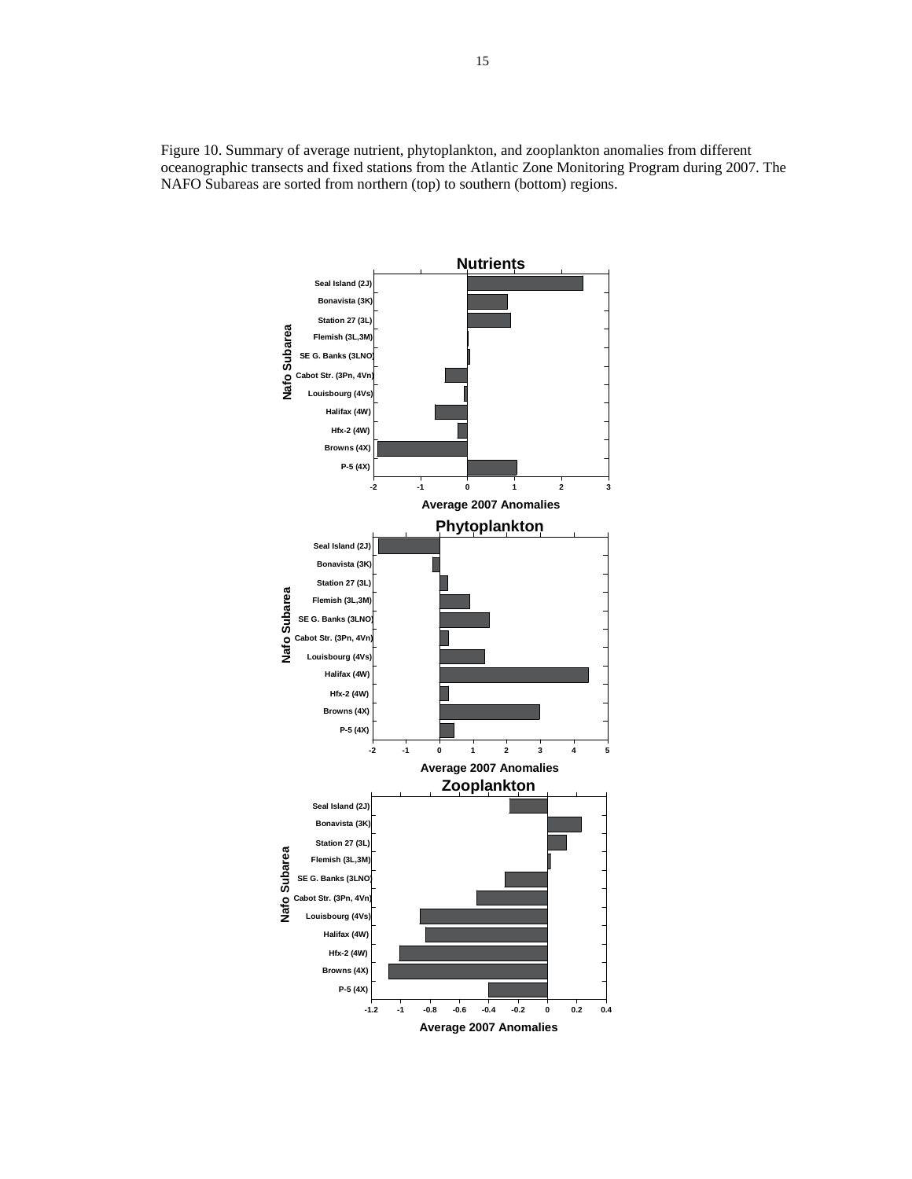Figure 10. Summary of average nutrient, phytoplankton, and zooplankton anomalies from different oceanographic transects and fixed stations from the Atlantic Zone Monitoring Program during 2007. The NAFO Subareas are sorted from northern (top) to southern (bottom) regions.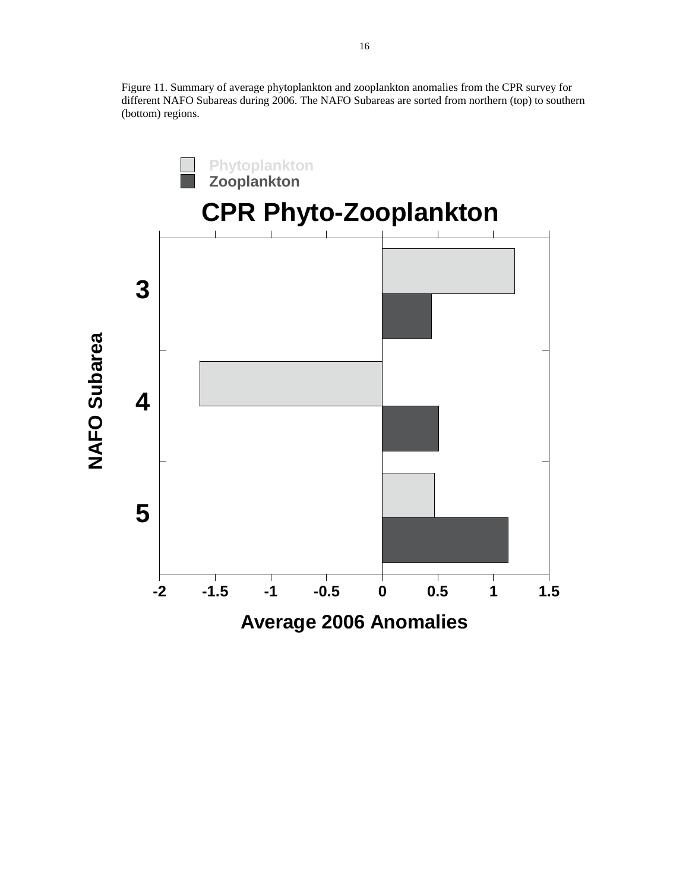Figure 11. Summary of average phytoplankton and zooplankton anomalies from the CPR survey for different NAFO Subareas during 2006. The NAFO Subareas are sorted from northern (top) to southern (bottom) regions.

Phytoplankton
Zooplankton

CPR Phyto-Zooplankton

NAFO Subarea

3
4
5

-2
-1.5
-1
-0.5
0
0.5
1
1.5

Average 2006 Anomalies